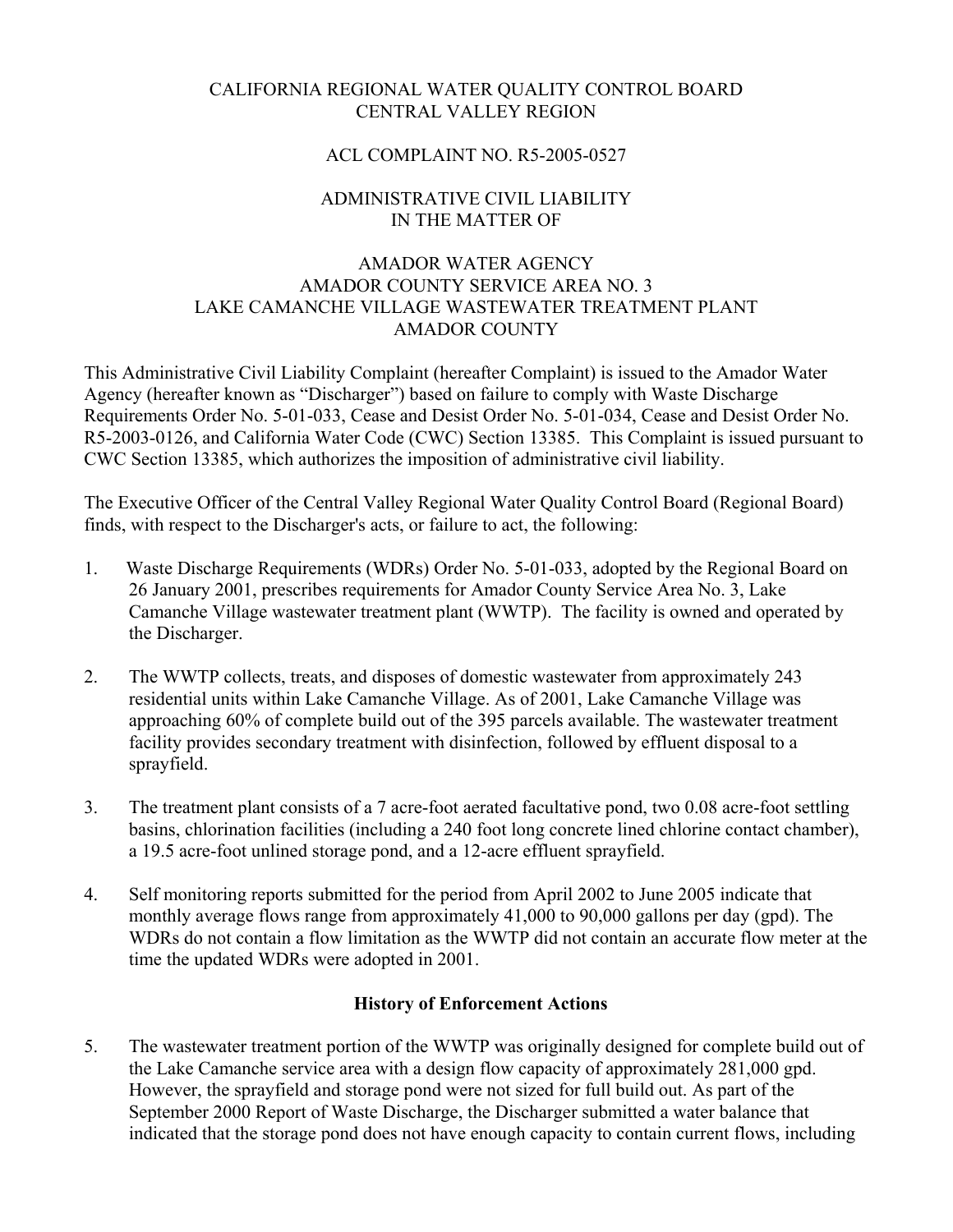CALIFORNIA REGIONAL WATER QUALITY CONTROL BOARD
CENTRAL VALLEY REGION

ACL COMPLAINT NO. R5-2005-0527

ADMINISTRATIVE CIVIL LIABILITY
IN THE MATTER OF

AMADOR WATER AGENCY
AMADOR COUNTY SERVICE AREA NO. 3
LAKE CAMANCHE VILLAGE WASTEWATER TREATMENT PLANT
AMADOR COUNTY

This Administrative Civil Liability Complaint (hereafter Complaint) is issued to the Amador Water Agency (hereafter known as "Discharger") based on failure to comply with Waste Discharge Requirements Order No. 5-01-033, Cease and Desist Order No. 5-01-034, Cease and Desist Order No. R5-2003-0126, and California Water Code (CWC) Section 13385. This Complaint is issued pursuant to CWC Section 13385, which authorizes the imposition of administrative civil liability.

The Executive Officer of the Central Valley Regional Water Quality Control Board (Regional Board) finds, with respect to the Discharger's acts, or failure to act, the following:

1. Waste Discharge Requirements (WDRs) Order No. 5-01-033, adopted by the Regional Board on 26 January 2001, prescribes requirements for Amador County Service Area No. 3, Lake Camanche Village wastewater treatment plant (WWTP). The facility is owned and operated by the Discharger.

2. The WWTP collects, treats, and disposes of domestic wastewater from approximately 243 residential units within Lake Camanche Village. As of 2001, Lake Camanche Village was approaching 60% of complete build out of the 395 parcels available. The wastewater treatment facility provides secondary treatment with disinfection, followed by effluent disposal to a sprayfield.

3. The treatment plant consists of a 7 acre-foot aerated facultative pond, two 0.08 acre-foot settling basins, chlorination facilities (including a 240 foot long concrete lined chlorine contact chamber), a 19.5 acre-foot unlined storage pond, and a 12-acre effluent sprayfield.

4. Self monitoring reports submitted for the period from April 2002 to June 2005 indicate that monthly average flows range from approximately 41,000 to 90,000 gallons per day (gpd). The WDRs do not contain a flow limitation as the WWTP did not contain an accurate flow meter at the time the updated WDRs were adopted in 2001.

**History of Enforcement Actions**

5. The wastewater treatment portion of the WWTP was originally designed for complete build out of the Lake Camanche service area with a design flow capacity of approximately 281,000 gpd. However, the sprayfield and storage pond were not sized for full build out. As part of the September 2000 Report of Waste Discharge, the Discharger submitted a water balance that indicated that the storage pond does not have enough capacity to contain current flows, including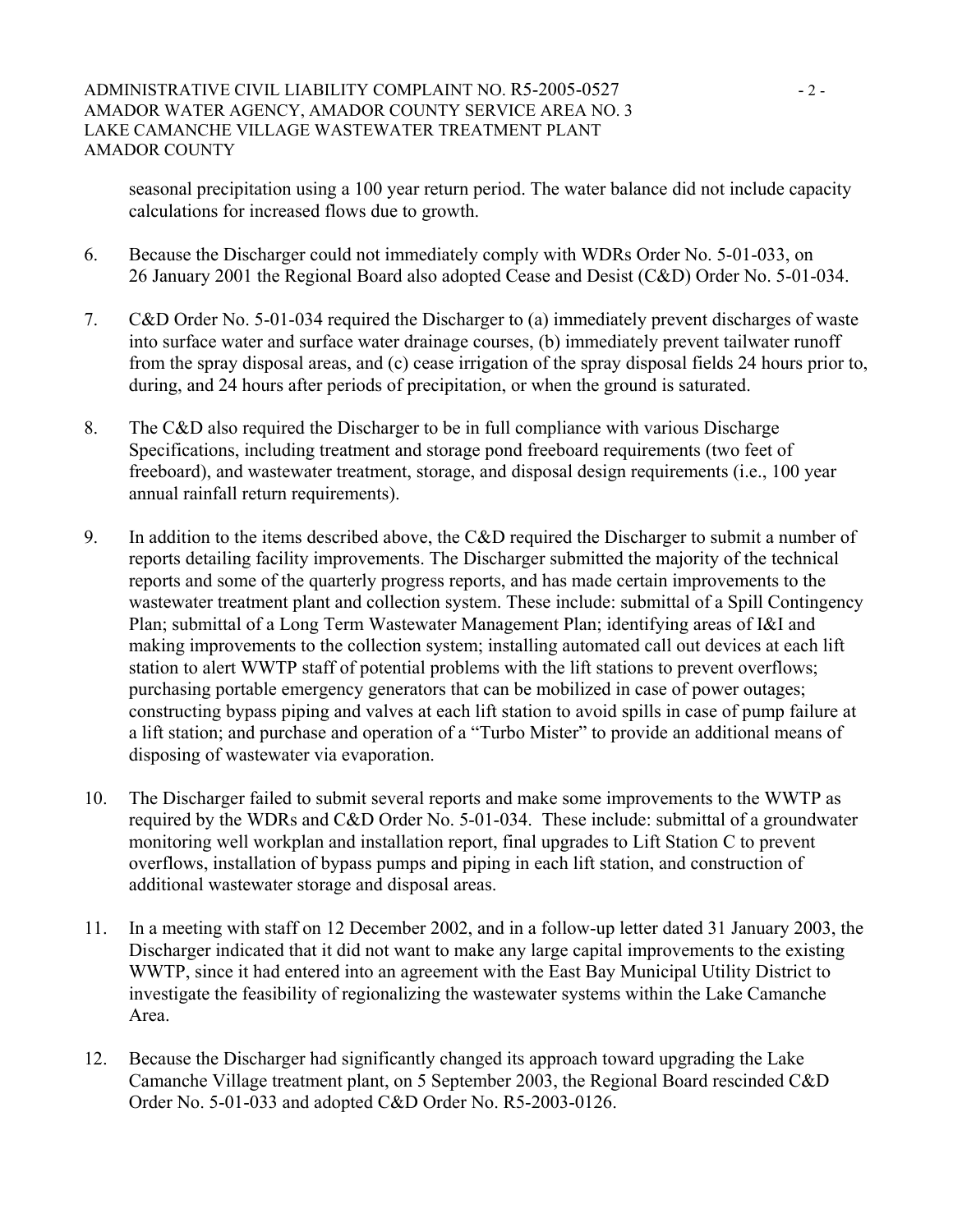seasonal precipitation using a 100 year return period. The water balance did not include capacity calculations for increased flows due to growth.

6. Because the Discharger could not immediately comply with WDRs Order No. 5-01-033, on 26 January 2001 the Regional Board also adopted Cease and Desist (C&D) Order No. 5-01-034.

7. C&D Order No. 5-01-034 required the Discharger to (a) immediately prevent discharges of waste into surface water and surface water drainage courses, (b) immediately prevent tailwater runoff from the spray disposal areas, and (c) cease irrigation of the spray disposal fields 24 hours prior to, during, and 24 hours after periods of precipitation, or when the ground is saturated.

8. The C&D also required the Discharger to be in full compliance with various Discharge Specifications, including treatment and storage pond freeboard requirements (two feet of freeboard), and wastewater treatment, storage, and disposal design requirements (i.e., 100 year annual rainfall return requirements).

9. In addition to the items described above, the C&D required the Discharger to submit a number of reports detailing facility improvements. The Discharger submitted the majority of the technical reports and some of the quarterly progress reports, and has made certain improvements to the wastewater treatment plant and collection system. These include: submittal of a Spill Contingency Plan; submittal of a Long Term Wastewater Management Plan; identifying areas of I&I and making improvements to the collection system; installing automated call out devices at each lift station to alert WWTP staff of potential problems with the lift stations to prevent overflows; purchasing portable emergency generators that can be mobilized in case of power outages; constructing bypass piping and valves at each lift station to avoid spills in case of pump failure at a lift station; and purchase and operation of a "Turbo Mister" to provide an additional means of disposing of wastewater via evaporation.

10. The Discharger failed to submit several reports and make some improvements to the WWTP as required by the WDRs and C&D Order No. 5-01-034. These include: submittal of a groundwater monitoring well workplan and installation report, final upgrades to Lift Station C to prevent overflows, installation of bypass pumps and piping in each lift station, and construction of additional wastewater storage and disposal areas.

11. In a meeting with staff on 12 December 2002, and in a follow-up letter dated 31 January 2003, the Discharger indicated that it did not want to make any large capital improvements to the existing WWTP, since it had entered into an agreement with the East Bay Municipal Utility District to investigate the feasibility of regionalizing the wastewater systems within the Lake Camanche Area.

12. Because the Discharger had significantly changed its approach toward upgrading the Lake Camanche Village treatment plant, on 5 September 2003, the Regional Board rescinded C&D Order No. 5-01-033 and adopted C&D Order No. R5-2003-0126.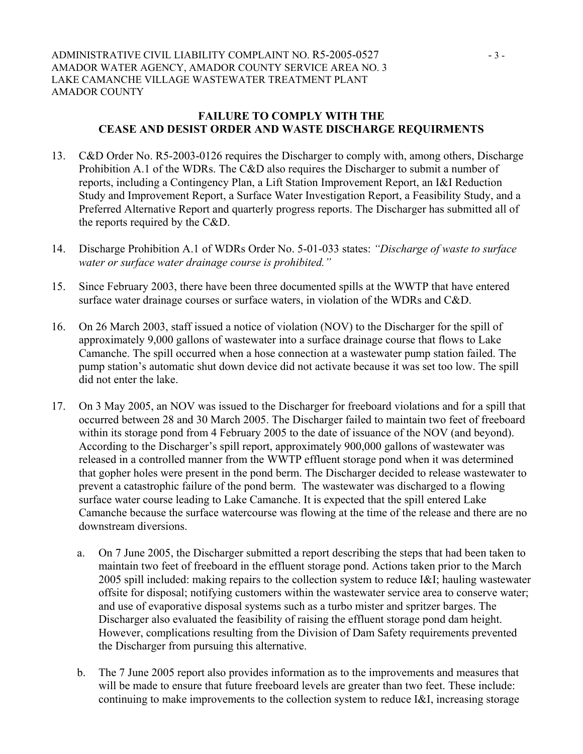**FAILURE TO COMPLY WITH THE CEASE AND DESIST ORDER AND WASTE DISCHARGE REQUIRMENTS**

13. C&D Order No. R5-2003-0126 requires the Discharger to comply with, among others, Discharge Prohibition A.1 of the WDRs. The C&D also requires the Discharger to submit a number of reports, including a Contingency Plan, a Lift Station Improvement Report, an I&I Reduction Study and Improvement Report, a Surface Water Investigation Report, a Feasibility Study, and a Preferred Alternative Report and quarterly progress reports. The Discharger has submitted all of the reports required by the C&D.

14. Discharge Prohibition A.1 of WDRs Order No. 5-01-033 states: *"Discharge of waste to surface water or surface water drainage course is prohibited."*

15. Since February 2003, there have been three documented spills at the WWTP that have entered surface water drainage courses or surface waters, in violation of the WDRs and C&D.

16. On 26 March 2003, staff issued a notice of violation (NOV) to the Discharger for the spill of approximately 9,000 gallons of wastewater into a surface drainage course that flows to Lake Camanche. The spill occurred when a hose connection at a wastewater pump station failed. The pump station's automatic shut down device did not activate because it was set too low. The spill did not enter the lake.

17. On 3 May 2005, an NOV was issued to the Discharger for freeboard violations and for a spill that occurred between 28 and 30 March 2005. The Discharger failed to maintain two feet of freeboard within its storage pond from 4 February 2005 to the date of issuance of the NOV (and beyond). According to the Discharger's spill report, approximately 900,000 gallons of wastewater was released in a controlled manner from the WWTP effluent storage pond when it was determined that gopher holes were present in the pond berm. The Discharger decided to release wastewater to prevent a catastrophic failure of the pond berm. The wastewater was discharged to a flowing surface water course leading to Lake Camanche. It is expected that the spill entered Lake Camanche because the surface watercourse was flowing at the time of the release and there are no downstream diversions.

    a. On 7 June 2005, the Discharger submitted a report describing the steps that had been taken to maintain two feet of freeboard in the effluent storage pond. Actions taken prior to the March 2005 spill included: making repairs to the collection system to reduce I&I; hauling wastewater offsite for disposal; notifying customers within the wastewater service area to conserve water; and use of evaporative disposal systems such as a turbo mister and spritzer barges. The Discharger also evaluated the feasibility of raising the effluent storage pond dam height. However, complications resulting from the Division of Dam Safety requirements prevented the Discharger from pursuing this alternative.

    b. The 7 June 2005 report also provides information as to the improvements and measures that will be made to ensure that future freeboard levels are greater than two feet. These include: continuing to make improvements to the collection system to reduce I&I, increasing storage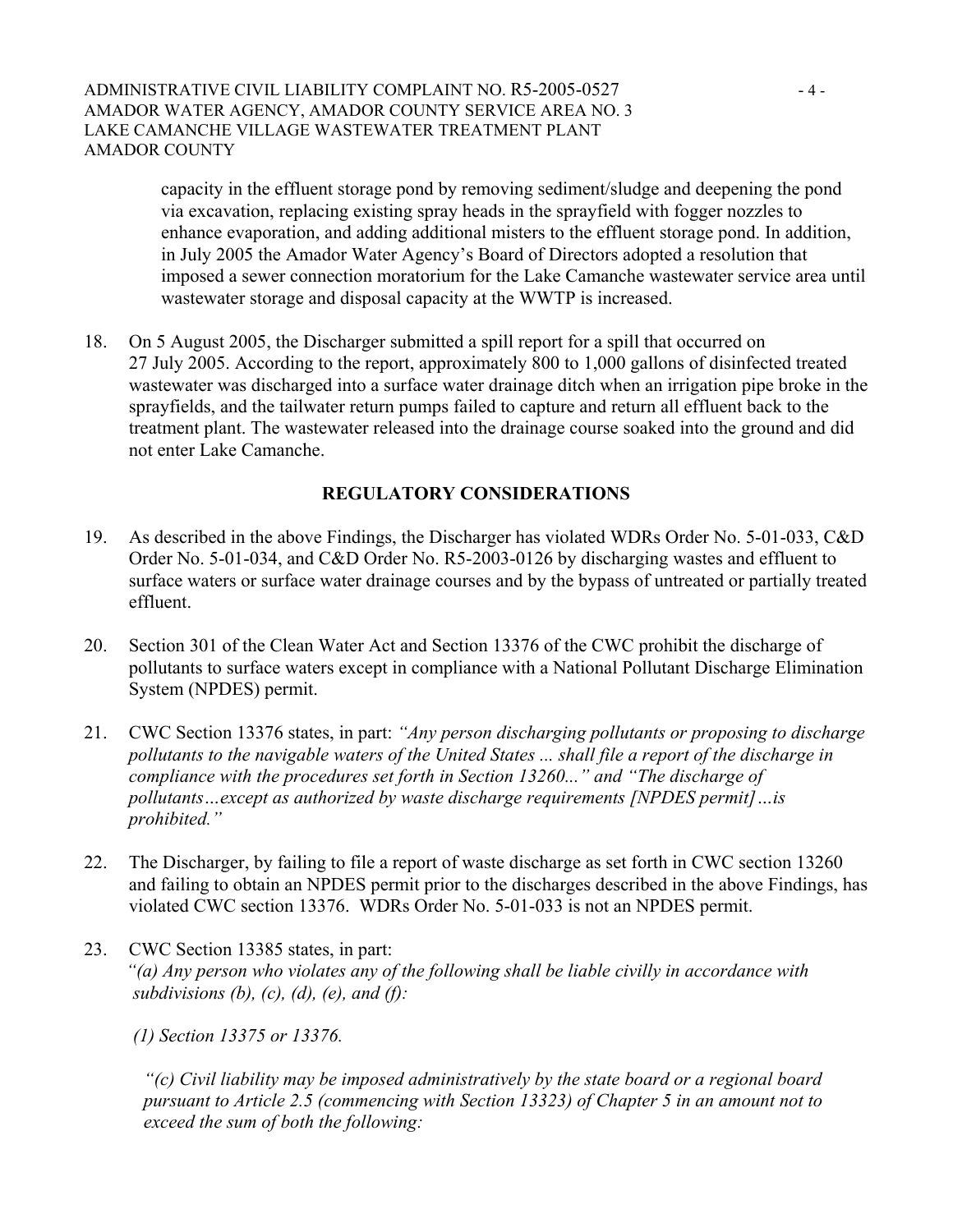capacity in the effluent storage pond by removing sediment/sludge and deepening the pond via excavation, replacing existing spray heads in the sprayfield with fogger nozzles to enhance evaporation, and adding additional misters to the effluent storage pond. In addition, in July 2005 the Amador Water Agency's Board of Directors adopted a resolution that imposed a sewer connection moratorium for the Lake Camanche wastewater service area until wastewater storage and disposal capacity at the WWTP is increased.

18. On 5 August 2005, the Discharger submitted a spill report for a spill that occurred on 27 July 2005. According to the report, approximately 800 to 1,000 gallons of disinfected treated wastewater was discharged into a surface water drainage ditch when an irrigation pipe broke in the sprayfields, and the tailwater return pumps failed to capture and return all effluent back to the treatment plant. The wastewater released into the drainage course soaked into the ground and did not enter Lake Camanche.

## REGULATORY CONSIDERATIONS

19. As described in the above Findings, the Discharger has violated WDRs Order No. 5-01-033, C&D Order No. 5-01-034, and C&D Order No. R5-2003-0126 by discharging wastes and effluent to surface waters or surface water drainage courses and by the bypass of untreated or partially treated effluent.

20. Section 301 of the Clean Water Act and Section 13376 of the CWC prohibit the discharge of pollutants to surface waters except in compliance with a National Pollutant Discharge Elimination System (NPDES) permit.

21. CWC Section 13376 states, in part: *"Any person discharging pollutants or proposing to discharge pollutants to the navigable waters of the United States ... shall file a report of the discharge in compliance with the procedures set forth in Section 13260..." and "The discharge of pollutants…except as authorized by waste discharge requirements [NPDES permit]…is prohibited."*

22. The Discharger, by failing to file a report of waste discharge as set forth in CWC section 13260 and failing to obtain an NPDES permit prior to the discharges described in the above Findings, has violated CWC section 13376. WDRs Order No. 5-01-033 is not an NPDES permit.

23. CWC Section 13385 states, in part:
*"(a) Any person who violates any of the following shall be liable civilly in accordance with subdivisions (b), (c), (d), (e), and (f):*

*(1) Section 13375 or 13376.*

*"(c) Civil liability may be imposed administratively by the state board or a regional board pursuant to Article 2.5 (commencing with Section 13323) of Chapter 5 in an amount not to exceed the sum of both the following:*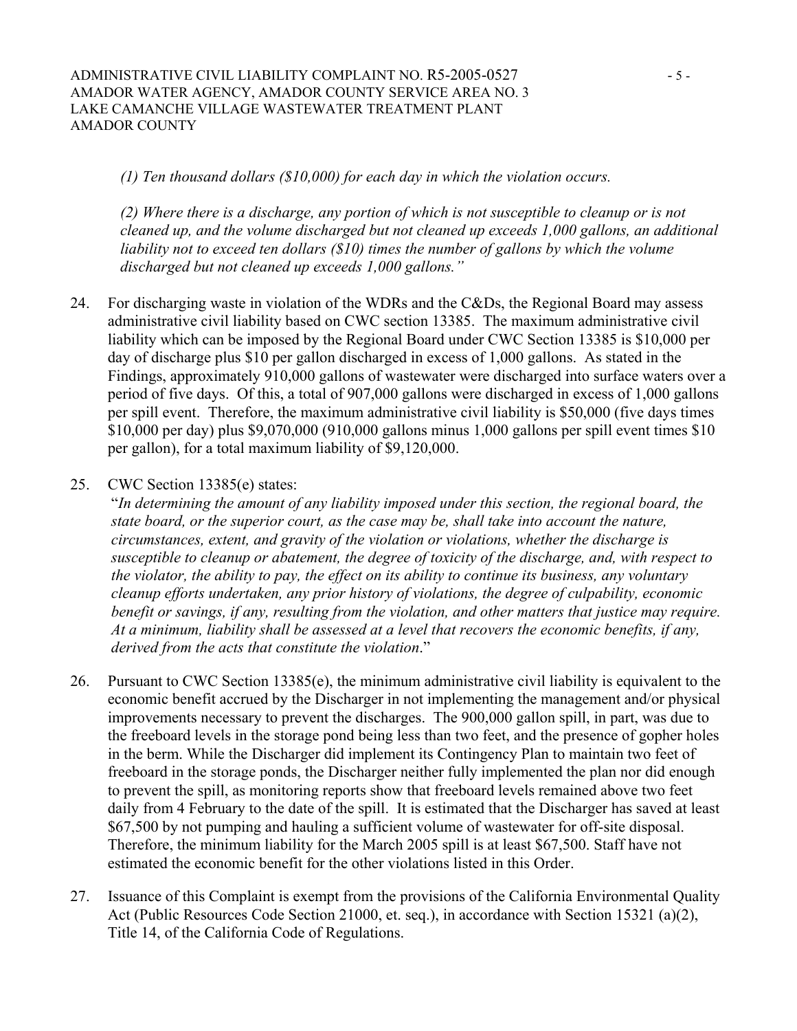*(1) Ten thousand dollars ($10,000) for each day in which the violation occurs.*

*(2) Where there is a discharge, any portion of which is not susceptible to cleanup or is not cleaned up, and the volume discharged but not cleaned up exceeds 1,000 gallons, an additional liability not to exceed ten dollars ($10) times the number of gallons by which the volume discharged but not cleaned up exceeds 1,000 gallons."*

24. For discharging waste in violation of the WDRs and the C&Ds, the Regional Board may assess administrative civil liability based on CWC section 13385. The maximum administrative civil liability which can be imposed by the Regional Board under CWC Section 13385 is $10,000 per day of discharge plus $10 per gallon discharged in excess of 1,000 gallons. As stated in the Findings, approximately 910,000 gallons of wastewater were discharged into surface waters over a period of five days. Of this, a total of 907,000 gallons were discharged in excess of 1,000 gallons per spill event. Therefore, the maximum administrative civil liability is $50,000 (five days times $10,000 per day) plus $9,070,000 (910,000 gallons minus 1,000 gallons per spill event times $10 per gallon), for a total maximum liability of $9,120,000.

25. CWC Section 13385(e) states:
"*In determining the amount of any liability imposed under this section, the regional board, the state board, or the superior court, as the case may be, shall take into account the nature, circumstances, extent, and gravity of the violation or violations, whether the discharge is susceptible to cleanup or abatement, the degree of toxicity of the discharge, and, with respect to the violator, the ability to pay, the effect on its ability to continue its business, any voluntary cleanup efforts undertaken, any prior history of violations, the degree of culpability, economic benefit or savings, if any, resulting from the violation, and other matters that justice may require. At a minimum, liability shall be assessed at a level that recovers the economic benefits, if any, derived from the acts that constitute the violation*."

26. Pursuant to CWC Section 13385(e), the minimum administrative civil liability is equivalent to the economic benefit accrued by the Discharger in not implementing the management and/or physical improvements necessary to prevent the discharges. The 900,000 gallon spill, in part, was due to the freeboard levels in the storage pond being less than two feet, and the presence of gopher holes in the berm. While the Discharger did implement its Contingency Plan to maintain two feet of freeboard in the storage ponds, the Discharger neither fully implemented the plan nor did enough to prevent the spill, as monitoring reports show that freeboard levels remained above two feet daily from 4 February to the date of the spill. It is estimated that the Discharger has saved at least $67,500 by not pumping and hauling a sufficient volume of wastewater for off-site disposal. Therefore, the minimum liability for the March 2005 spill is at least $67,500. Staff have not estimated the economic benefit for the other violations listed in this Order.

27. Issuance of this Complaint is exempt from the provisions of the California Environmental Quality Act (Public Resources Code Section 21000, et. seq.), in accordance with Section 15321 (a)(2), Title 14, of the California Code of Regulations.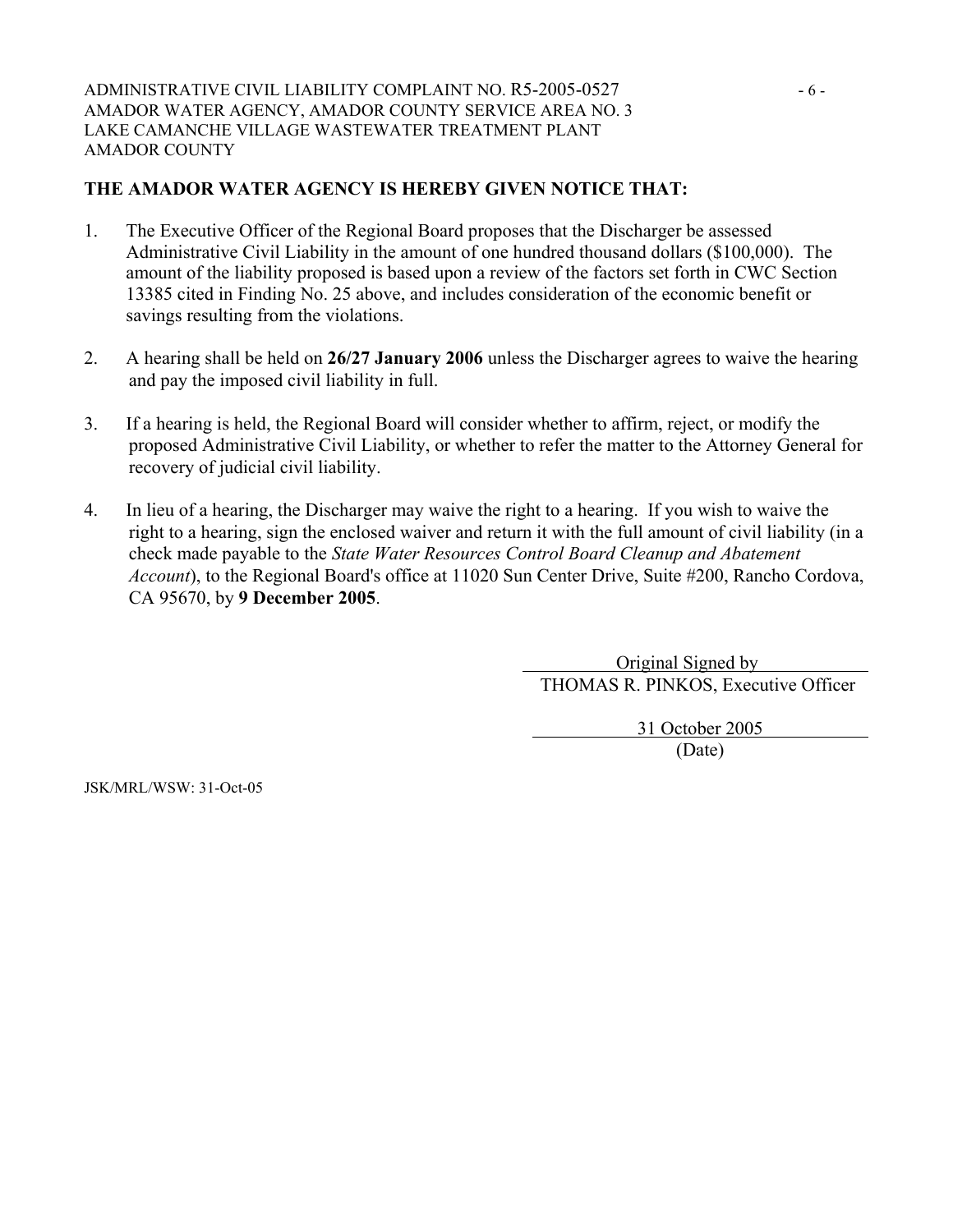**THE AMADOR WATER AGENCY IS HEREBY GIVEN NOTICE THAT:**

1. The Executive Officer of the Regional Board proposes that the Discharger be assessed Administrative Civil Liability in the amount of one hundred thousand dollars ($100,000). The amount of the liability proposed is based upon a review of the factors set forth in CWC Section 13385 cited in Finding No. 25 above, and includes consideration of the economic benefit or savings resulting from the violations.

2. A hearing shall be held on **26/27 January 2006** unless the Discharger agrees to waive the hearing and pay the imposed civil liability in full.

3. If a hearing is held, the Regional Board will consider whether to affirm, reject, or modify the proposed Administrative Civil Liability, or whether to refer the matter to the Attorney General for recovery of judicial civil liability.

4. In lieu of a hearing, the Discharger may waive the right to a hearing. If you wish to waive the right to a hearing, sign the enclosed waiver and return it with the full amount of civil liability (in a check made payable to the *State Water Resources Control Board Cleanup and Abatement Account*), to the Regional Board's office at 11020 Sun Center Drive, Suite #200, Rancho Cordova, CA 95670, by **9 December 2005**.

Original Signed by
THOMAS R. PINKOS, Executive Officer

31 October 2005
(Date)

JSK/MRL/WSW: 31-Oct-05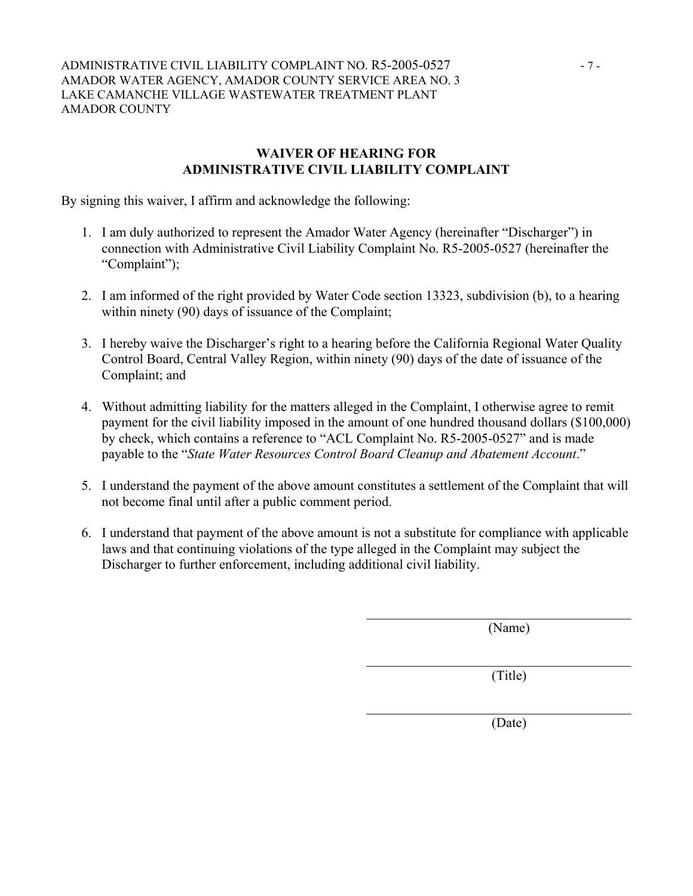## WAIVER OF HEARING FOR ADMINISTRATIVE CIVIL LIABILITY COMPLAINT

By signing this waiver, I affirm and acknowledge the following:

1. I am duly authorized to represent the Amador Water Agency (hereinafter "Discharger") in connection with Administrative Civil Liability Complaint No. R5-2005-0527 (hereinafter the "Complaint");

2. I am informed of the right provided by Water Code section 13323, subdivision (b), to a hearing within ninety (90) days of issuance of the Complaint;

3. I hereby waive the Discharger's right to a hearing before the California Regional Water Quality Control Board, Central Valley Region, within ninety (90) days of the date of issuance of the Complaint; and

4. Without admitting liability for the matters alleged in the Complaint, I otherwise agree to remit payment for the civil liability imposed in the amount of one hundred thousand dollars ($100,000) by check, which contains a reference to "ACL Complaint No. R5-2005-0527" and is made payable to the "*State Water Resources Control Board Cleanup and Abatement Account*."

5. I understand the payment of the above amount constitutes a settlement of the Complaint that will not become final until after a public comment period.

6. I understand that payment of the above amount is not a substitute for compliance with applicable laws and that continuing violations of the type alleged in the Complaint may subject the Discharger to further enforcement, including additional civil liability.

\_\_\_\_\_\_\_\_\_\_\_\_\_\_\_\_\_\_\_\_\_\_\_\_\_\_\_\_\_\_\_\_\_\_\_\_\_\_\_\_

(Name)

\_\_\_\_\_\_\_\_\_\_\_\_\_\_\_\_\_\_\_\_\_\_\_\_\_\_\_\_\_\_\_\_\_\_\_\_\_\_\_\_

(Title)

\_\_\_\_\_\_\_\_\_\_\_\_\_\_\_\_\_\_\_\_\_\_\_\_\_\_\_\_\_\_\_\_\_\_\_\_\_\_\_\_

(Date)